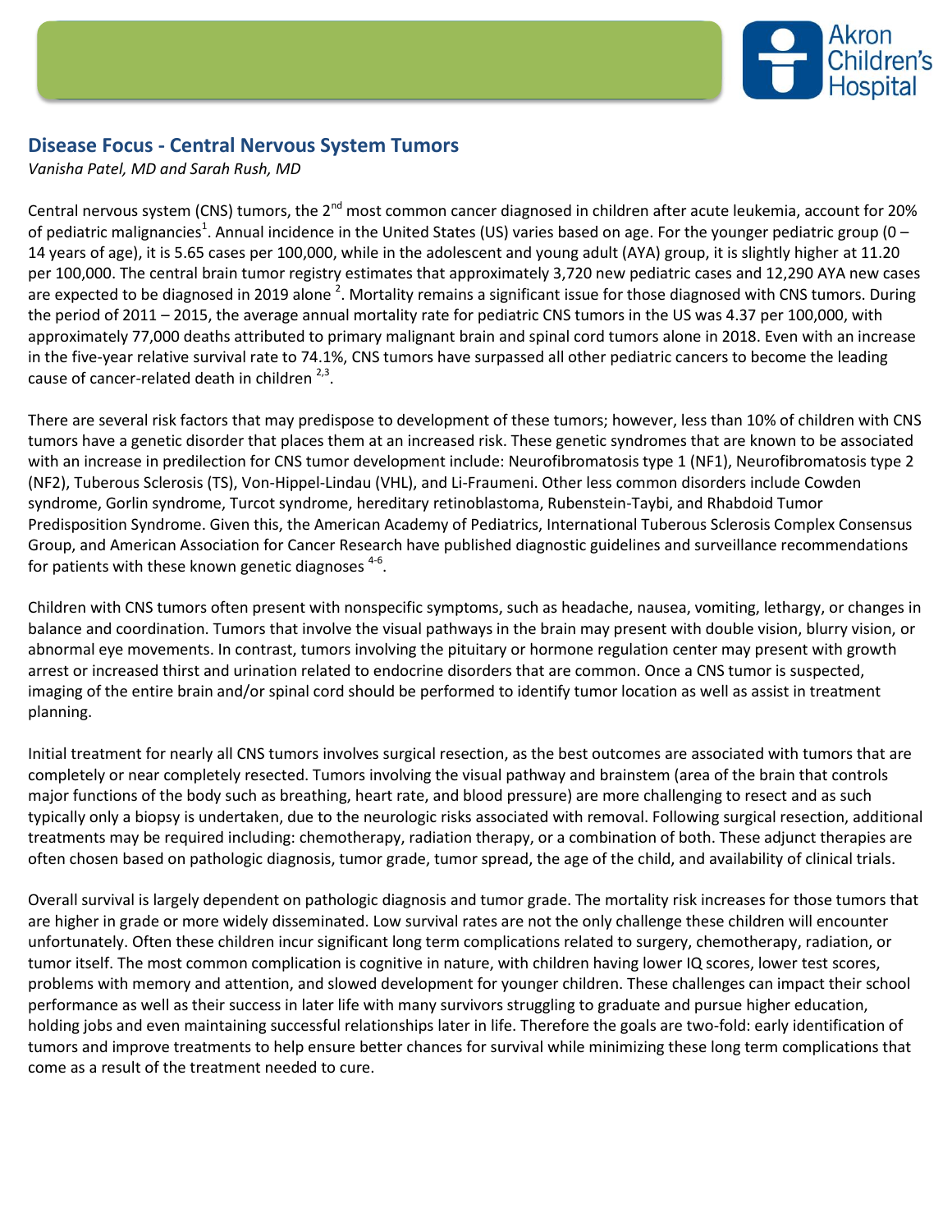## Disease Focus - Central Nervous System Tumors

*Vanisha Patel, MD and Sarah Rush, MD*

Central nervous system (CNS) tumors, the 2nd most common cancer diagnosed in children after acute leukemia, account for 20% of pediatric malignancies[1]. Annual incidence in the United States (US) varies based on age. For the younger pediatric group (0 – 14 years of age), it is 5.65 cases per 100,000, while in the adolescent and young adult (AYA) group, it is slightly higher at 11.20 per 100,000. The central brain tumor registry estimates that approximately 3,720 new pediatric cases and 12,290 AYA new cases are expected to be diagnosed in 2019 alone [2]. Mortality remains a significant issue for those diagnosed with CNS tumors. During the period of 2011 – 2015, the average annual mortality rate for pediatric CNS tumors in the US was 4.37 per 100,000, with approximately 77,000 deaths attributed to primary malignant brain and spinal cord tumors alone in 2018. Even with an increase in the five-year relative survival rate to 74.1%, CNS tumors have surpassed all other pediatric cancers to become the leading cause of cancer-related death in children [2,3].

There are several risk factors that may predispose to development of these tumors; however, less than 10% of children with CNS tumors have a genetic disorder that places them at an increased risk. These genetic syndromes that are known to be associated with an increase in predilection for CNS tumor development include: Neurofibromatosis type 1 (NF1), Neurofibromatosis type 2 (NF2), Tuberous Sclerosis (TS), Von-Hippel-Lindau (VHL), and Li-Fraumeni. Other less common disorders include Cowden syndrome, Gorlin syndrome, Turcot syndrome, hereditary retinoblastoma, Rubenstein-Taybi, and Rhabdoid Tumor Predisposition Syndrome. Given this, the American Academy of Pediatrics, International Tuberous Sclerosis Complex Consensus Group, and American Association for Cancer Research have published diagnostic guidelines and surveillance recommendations for patients with these known genetic diagnoses [4-6].

Children with CNS tumors often present with nonspecific symptoms, such as headache, nausea, vomiting, lethargy, or changes in balance and coordination. Tumors that involve the visual pathways in the brain may present with double vision, blurry vision, or abnormal eye movements. In contrast, tumors involving the pituitary or hormone regulation center may present with growth arrest or increased thirst and urination related to endocrine disorders that are common. Once a CNS tumor is suspected, imaging of the entire brain and/or spinal cord should be performed to identify tumor location as well as assist in treatment planning.

Initial treatment for nearly all CNS tumors involves surgical resection, as the best outcomes are associated with tumors that are completely or near completely resected. Tumors involving the visual pathway and brainstem (area of the brain that controls major functions of the body such as breathing, heart rate, and blood pressure) are more challenging to resect and as such typically only a biopsy is undertaken, due to the neurologic risks associated with removal. Following surgical resection, additional treatments may be required including: chemotherapy, radiation therapy, or a combination of both. These adjunct therapies are often chosen based on pathologic diagnosis, tumor grade, tumor spread, the age of the child, and availability of clinical trials.

Overall survival is largely dependent on pathologic diagnosis and tumor grade. The mortality risk increases for those tumors that are higher in grade or more widely disseminated. Low survival rates are not the only challenge these children will encounter unfortunately. Often these children incur significant long term complications related to surgery, chemotherapy, radiation, or tumor itself. The most common complication is cognitive in nature, with children having lower IQ scores, lower test scores, problems with memory and attention, and slowed development for younger children. These challenges can impact their school performance as well as their success in later life with many survivors struggling to graduate and pursue higher education, holding jobs and even maintaining successful relationships later in life. Therefore the goals are two-fold: early identification of tumors and improve treatments to help ensure better chances for survival while minimizing these long term complications that come as a result of the treatment needed to cure.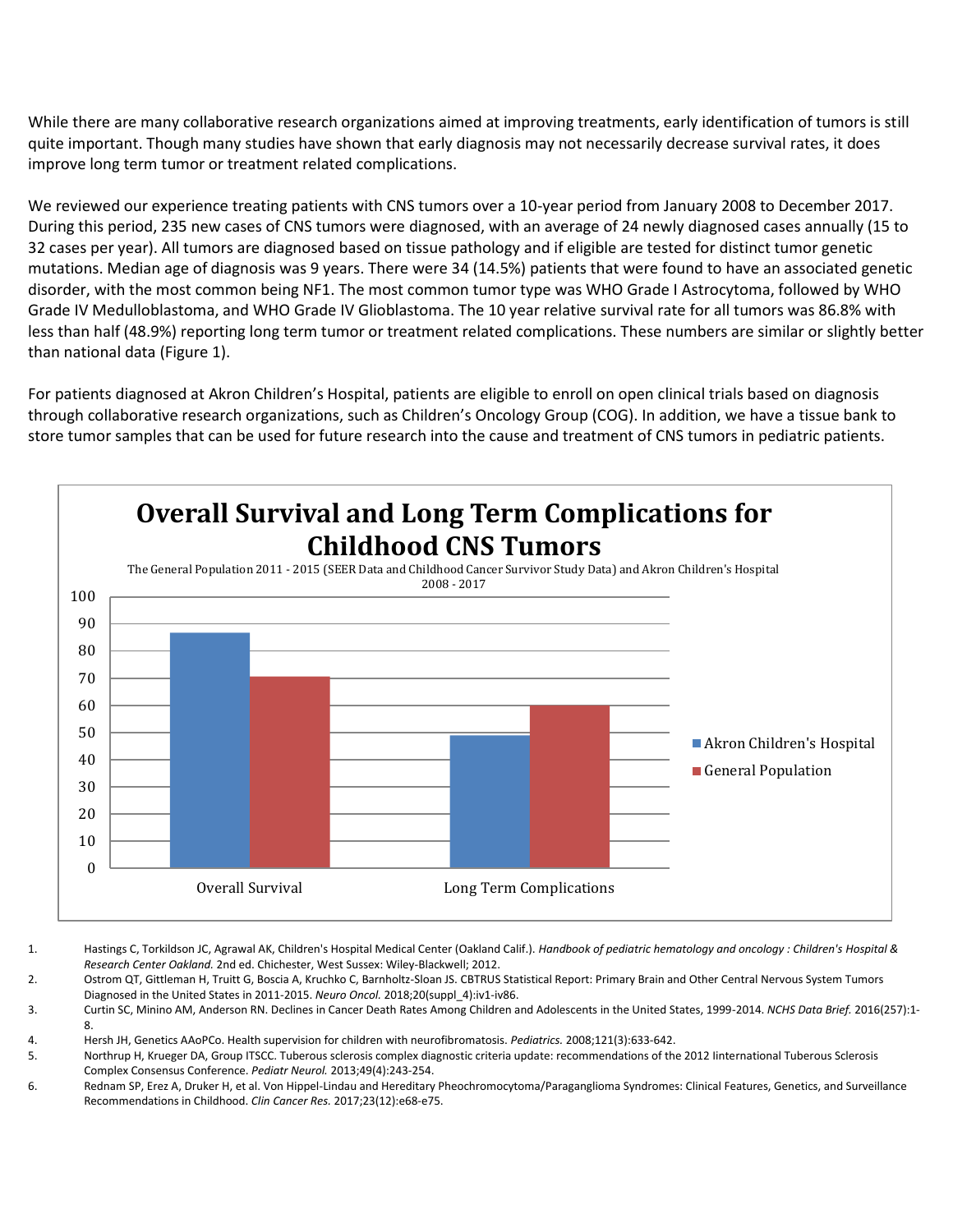While there are many collaborative research organizations aimed at improving treatments, early identification of tumors is still quite important. Though many studies have shown that early diagnosis may not necessarily decrease survival rates, it does improve long term tumor or treatment related complications.

We reviewed our experience treating patients with CNS tumors over a 10-year period from January 2008 to December 2017. During this period, 235 new cases of CNS tumors were diagnosed, with an average of 24 newly diagnosed cases annually (15 to 32 cases per year). All tumors are diagnosed based on tissue pathology and if eligible are tested for distinct tumor genetic mutations. Median age of diagnosis was 9 years. There were 34 (14.5%) patients that were found to have an associated genetic disorder, with the most common being NF1. The most common tumor type was WHO Grade I Astrocytoma, followed by WHO Grade IV Medulloblastoma, and WHO Grade IV Glioblastoma. The 10 year relative survival rate for all tumors was 86.8% with less than half (48.9%) reporting long term tumor or treatment related complications. These numbers are similar or slightly better than national data (Figure 1).

For patients diagnosed at Akron Children's Hospital, patients are eligible to enroll on open clinical trials based on diagnosis through collaborative research organizations, such as Children's Oncology Group (COG). In addition, we have a tissue bank to store tumor samples that can be used for future research into the cause and treatment of CNS tumors in pediatric patients.

**Overall Survival and Long Term Complications for Childhood CNS Tumors**

The General Population 2011 - 2015 (SEER Data and Childhood Cancer Survivor Study Data) and Akron Children's Hospital 2008 - 2017

Overall Survival | Long Term Complications

Akron Children's Hospital | General Population

1. Hastings C, Torkildson JC, Agrawal AK, Children's Hospital Medical Center (Oakland Calif.). *Handbook of pediatric hematology and oncology : Children's Hospital & Research Center Oakland.* 2nd ed. Chichester, West Sussex: Wiley-Blackwell; 2012.
2. Ostrom QT, Gittleman H, Truitt G, Boscia A, Kruchko C, Barnholtz-Sloan JS. CBTRUS Statistical Report: Primary Brain and Other Central Nervous System Tumors Diagnosed in the United States in 2011-2015. *Neuro Oncol.* 2018;20(suppl_4):iv1-iv86.
3. Curtin SC, Minino AM, Anderson RN. Declines in Cancer Death Rates Among Children and Adolescents in the United States, 1999-2014. *NCHS Data Brief.* 2016(257):1-8.
4. Hersh JH, Genetics AAoPCo. Health supervision for children with neurofibromatosis. *Pediatrics.* 2008;121(3):633-642.
5. Northrup H, Krueger DA, Group ITSCC. Tuberous sclerosis complex diagnostic criteria update: recommendations of the 2012 Iinternational Tuberous Sclerosis Complex Consensus Conference. *Pediatr Neurol.* 2013;49(4):243-254.
6. Rednam SP, Erez A, Druker H, et al. Von Hippel-Lindau and Hereditary Pheochromocytoma/Paraganglioma Syndromes: Clinical Features, Genetics, and Surveillance Recommendations in Childhood. *Clin Cancer Res.* 2017;23(12):e68-e75.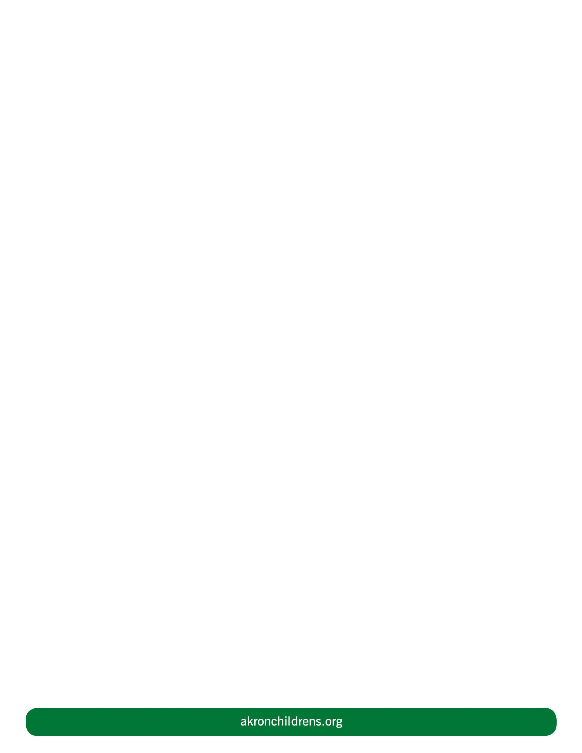akronchildrens.org